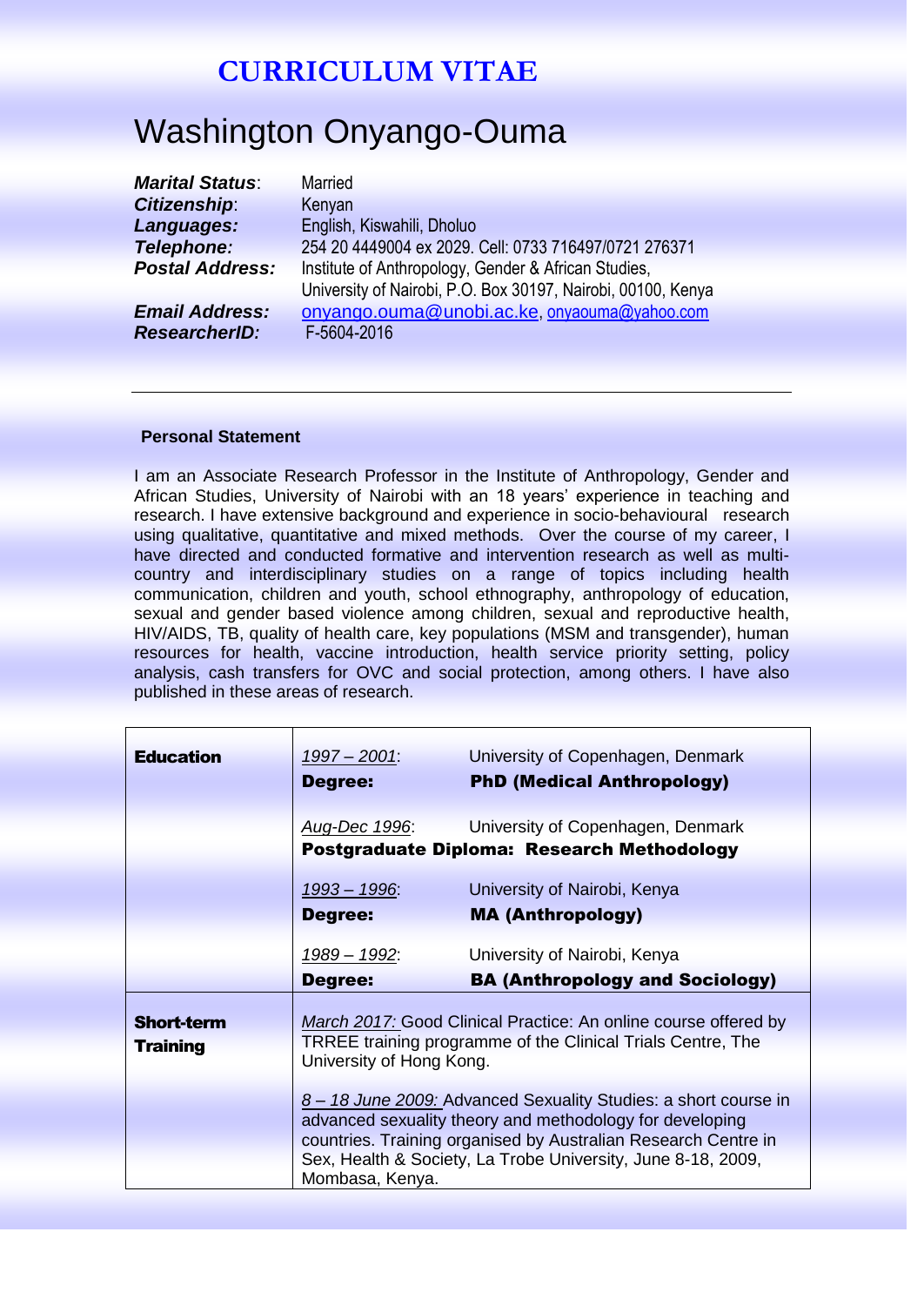# CURRICULUM VITAE

## Washington Onyango-Ouma

***Marital Status***: Married
***Citizenship***: Kenyan
***Languages:*** English, Kiswahili, Dholuo
***Telephone:*** 254 20 4449004 ex 2029. Cell: 0733 716497/0721 276371
***Postal Address:*** Institute of Anthropology, Gender & African Studies, University of Nairobi, P.O. Box 30197, Nairobi, 00100, Kenya
***Email Address:*** onyango.ouma@unobi.ac.ke, onyaouma@yahoo.com
***ResearcherID:*** F-5604-2016

---

**Personal Statement**

I am an Associate Research Professor in the Institute of Anthropology, Gender and African Studies, University of Nairobi with an 18 years' experience in teaching and research. I have extensive background and experience in socio-behavioural research using qualitative, quantitative and mixed methods. Over the course of my career, I have directed and conducted formative and intervention research as well as multi-country and interdisciplinary studies on a range of topics including health communication, children and youth, school ethnography, anthropology of education, sexual and gender based violence among children, sexual and reproductive health, HIV/AIDS, TB, quality of health care, key populations (MSM and transgender), human resources for health, vaccine introduction, health service priority setting, policy analysis, cash transfers for OVC and social protection, among others. I have also published in these areas of research.

| | | |
|---|---|---|
| **Education** | *1997 – 2001*: **Degree:** | University of Copenhagen, Denmark **PhD (Medical Anthropology)** |
| | *Aug-Dec 1996*: **Postgraduate Diploma: Research Methodology** | University of Copenhagen, Denmark |
| | *1993 – 1996*: **Degree:** | University of Nairobi, Kenya **MA (Anthropology)** |
| | *1989 – 1992*: **Degree:** | University of Nairobi, Kenya **BA (Anthropology and Sociology)** |
| **Short-term Training** | *March 2017:* Good Clinical Practice: An online course offered by TRREE training programme of the Clinical Trials Centre, The University of Hong Kong. | |
| | *8 – 18 June 2009:* Advanced Sexuality Studies: a short course in advanced sexuality theory and methodology for developing countries. Training organised by Australian Research Centre in Sex, Health & Society, La Trobe University, June 8-18, 2009, Mombasa, Kenya. | |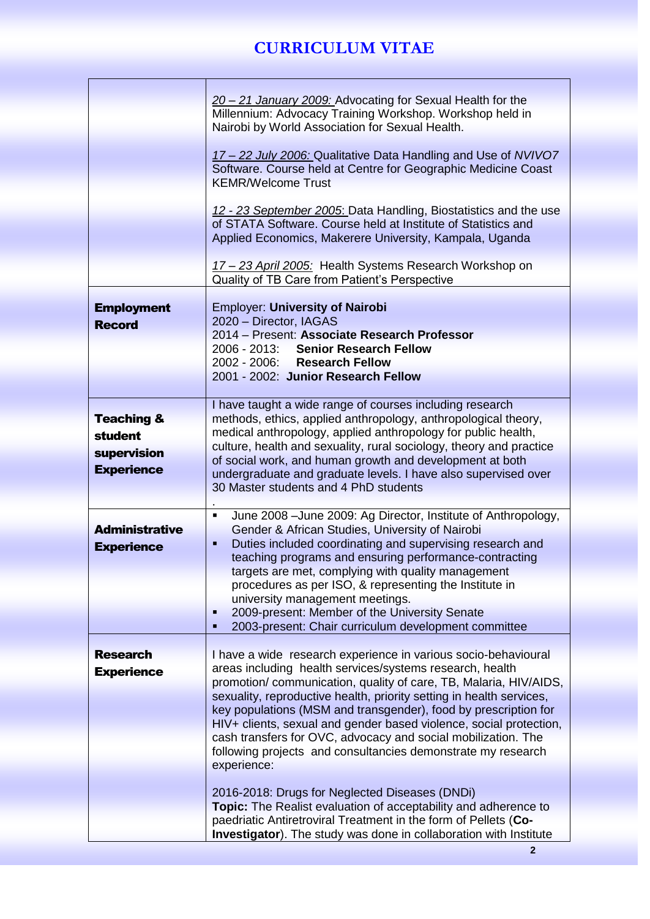# CURRICULUM VITAE

| | |
|---|---|
| | *20 – 21 January 2009:* Advocating for Sexual Health for the Millennium: Advocacy Training Workshop. Workshop held in Nairobi by World Association for Sexual Health.<br><br>*17 – 22 July 2006:* Qualitative Data Handling and Use of *NVIVO7* Software. Course held at Centre for Geographic Medicine Coast KEMR/Welcome Trust<br><br>*12 - 23 September 2005:* Data Handling, Biostatistics and the use of STATA Software. Course held at Institute of Statistics and Applied Economics, Makerere University, Kampala, Uganda<br><br>*17 – 23 April 2005:* Health Systems Research Workshop on Quality of TB Care from Patient's Perspective |
| **Employment Record** | Employer: **University of Nairobi**<br>2020 – Director, IAGAS<br>2014 – Present: **Associate Research Professor**<br>2006 - 2013: **Senior Research Fellow**<br>2002 - 2006: **Research Fellow**<br>2001 - 2002: **Junior Research Fellow** |
| **Teaching & student supervision Experience** | I have taught a wide range of courses including research methods, ethics, applied anthropology, anthropological theory, medical anthropology, applied anthropology for public health, culture, health and sexuality, rural sociology, theory and practice of social work, and human growth and development at both undergraduate and graduate levels. I have also supervised over 30 Master students and 4 PhD students<br>. |
| **Administrative Experience** | ▪ June 2008 –June 2009: Ag Director, Institute of Anthropology, Gender & African Studies, University of Nairobi<br>▪ Duties included coordinating and supervising research and teaching programs and ensuring performance-contracting targets are met, complying with quality management procedures as per ISO, & representing the Institute in university management meetings.<br>▪ 2009-present: Member of the University Senate<br>▪ 2003-present: Chair curriculum development committee |
| **Research Experience** | I have a wide research experience in various socio-behavioural areas including health services/systems research, health promotion/ communication, quality of care, TB, Malaria, HIV/AIDS, sexuality, reproductive health, priority setting in health services, key populations (MSM and transgender), food by prescription for HIV+ clients, sexual and gender based violence, social protection, cash transfers for OVC, advocacy and social mobilization. The following projects and consultancies demonstrate my research experience:<br><br>2016-2018: Drugs for Neglected Diseases (DNDi)<br>**Topic:** The Realist evaluation of acceptability and adherence to paediatric Antiretroviral Treatment in the form of Pellets (**Co-Investigator**). The study was done in collaboration with Institute |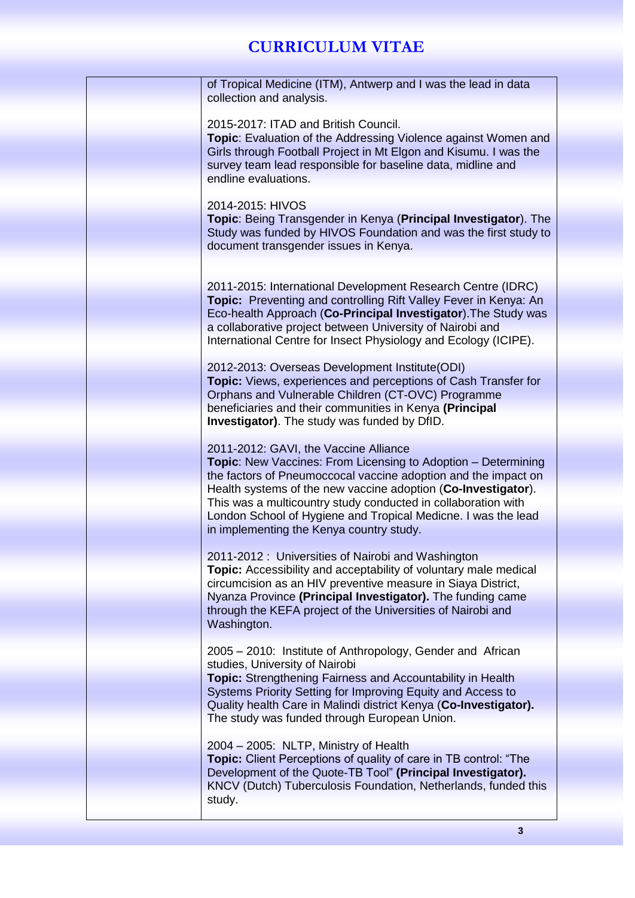# CURRICULUM VITAE

| | |
|---|---|
| | of Tropical Medicine (ITM), Antwerp and I was the lead in data collection and analysis.<br><br>2015-2017: ITAD and British Council.<br>**Topic**: Evaluation of the Addressing Violence against Women and Girls through Football Project in Mt Elgon and Kisumu. I was the survey team lead responsible for baseline data, midline and endline evaluations.<br><br>2014-2015: HIVOS<br>**Topic**: Being Transgender in Kenya (**Principal Investigator**). The Study was funded by HIVOS Foundation and was the first study to document transgender issues in Kenya.<br><br>2011-2015: International Development Research Centre (IDRC)<br>**Topic:** Preventing and controlling Rift Valley Fever in Kenya: An Eco-health Approach (**Co-Principal Investigator**).The Study was a collaborative project between University of Nairobi and International Centre for Insect Physiology and Ecology (ICIPE).<br><br>2012-2013: Overseas Development Institute(ODI)<br>**Topic:** Views, experiences and perceptions of Cash Transfer for Orphans and Vulnerable Children (CT-OVC) Programme beneficiaries and their communities in Kenya **(Principal Investigator)**. The study was funded by DfID.<br><br>2011-2012: GAVI, the Vaccine Alliance<br>**Topic**: New Vaccines: From Licensing to Adoption – Determining the factors of Pneumoccocal vaccine adoption and the impact on Health systems of the new vaccine adoption (**Co-Investigator**). This was a multicountry study conducted in collaboration with London School of Hygiene and Tropical Medicne. I was the lead in implementing the Kenya country study.<br><br>2011-2012 : Universities of Nairobi and Washington<br>**Topic:** Accessibility and acceptability of voluntary male medical circumcision as an HIV preventive measure in Siaya District, Nyanza Province **(Principal Investigator).** The funding came through the KEFA project of the Universities of Nairobi and Washington.<br><br>2005 – 2010: Institute of Anthropology, Gender and African studies, University of Nairobi<br>**Topic:** Strengthening Fairness and Accountability in Health Systems Priority Setting for Improving Equity and Access to Quality health Care in Malindi district Kenya (**Co-Investigator).** The study was funded through European Union.<br><br>2004 – 2005: NLTP, Ministry of Health<br>**Topic:** Client Perceptions of quality of care in TB control: "The Development of the Quote-TB Tool" **(Principal Investigator).** KNCV (Dutch) Tuberculosis Foundation, Netherlands, funded this study. |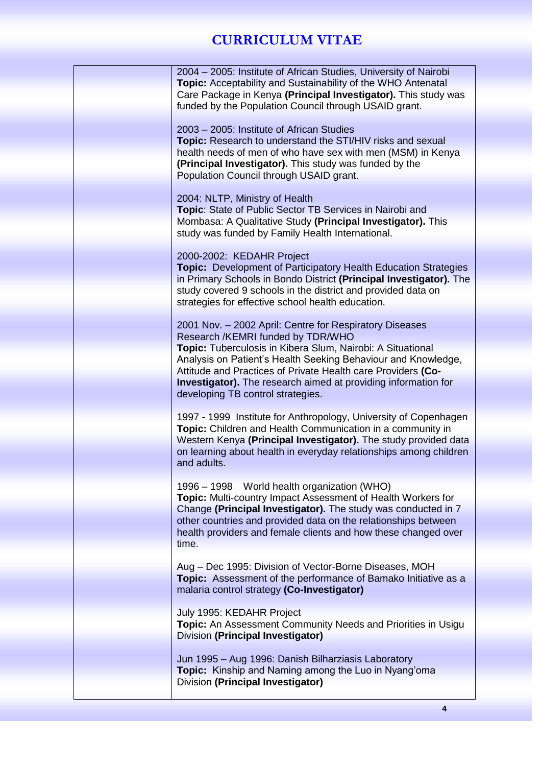# CURRICULUM VITAE

2004 – 2005: Institute of African Studies, University of Nairobi
**Topic:** Acceptability and Sustainability of the WHO Antenatal Care Package in Kenya **(Principal Investigator).** This study was funded by the Population Council through USAID grant.

2003 – 2005: Institute of African Studies
**Topic:** Research to understand the STI/HIV risks and sexual health needs of men of who have sex with men (MSM) in Kenya **(Principal Investigator).** This study was funded by the Population Council through USAID grant.

2004: NLTP, Ministry of Health
**Topic**: State of Public Sector TB Services in Nairobi and Mombasa: A Qualitative Study **(Principal Investigator).** This study was funded by Family Health International.

2000-2002: KEDAHR Project
**Topic:** Development of Participatory Health Education Strategies in Primary Schools in Bondo District **(Principal Investigator).** The study covered 9 schools in the district and provided data on strategies for effective school health education.

2001 Nov. – 2002 April: Centre for Respiratory Diseases Research /KEMRI funded by TDR/WHO
**Topic:** Tuberculosis in Kibera Slum, Nairobi: A Situational Analysis on Patient's Health Seeking Behaviour and Knowledge, Attitude and Practices of Private Health care Providers **(Co-Investigator).** The research aimed at providing information for developing TB control strategies.

1997 - 1999 Institute for Anthropology, University of Copenhagen
**Topic:** Children and Health Communication in a community in Western Kenya **(Principal Investigator).** The study provided data on learning about health in everyday relationships among children and adults.

1996 – 1998 World health organization (WHO)
**Topic:** Multi-country Impact Assessment of Health Workers for Change **(Principal Investigator).** The study was conducted in 7 other countries and provided data on the relationships between health providers and female clients and how these changed over time.

Aug – Dec 1995: Division of Vector-Borne Diseases, MOH
**Topic:** Assessment of the performance of Bamako Initiative as a malaria control strategy **(Co-Investigator)**

July 1995: KEDAHR Project
**Topic:** An Assessment Community Needs and Priorities in Usigu Division **(Principal Investigator)**

Jun 1995 – Aug 1996: Danish Bilharziasis Laboratory
**Topic:** Kinship and Naming among the Luo in Nyang'oma Division **(Principal Investigator)**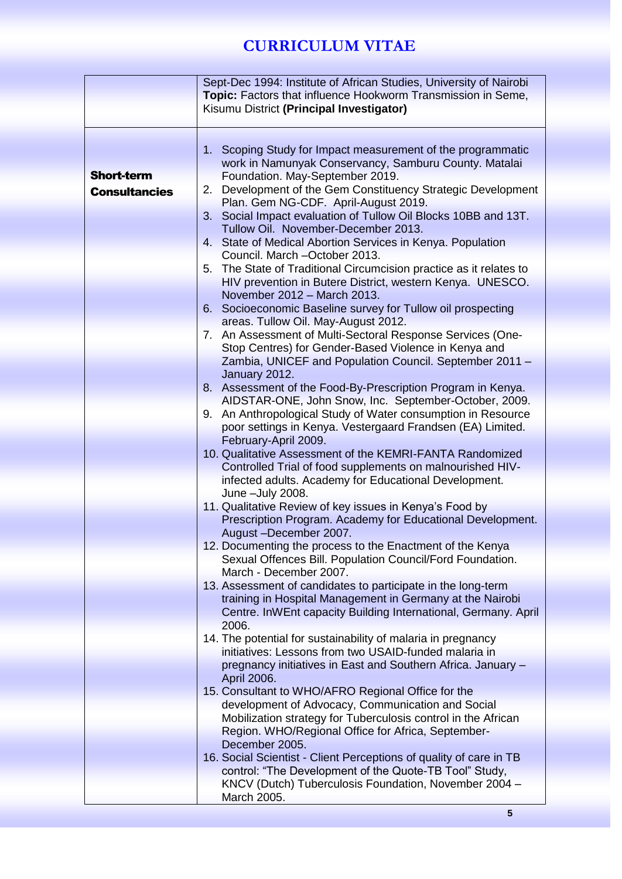# CURRICULUM VITAE

| | |
|---|---|
| | Sept-Dec 1994: Institute of African Studies, University of Nairobi **Topic:** Factors that influence Hookworm Transmission in Seme, Kisumu District **(Principal Investigator)** |
| **Short-term Consultancies** | 1. Scoping Study for Impact measurement of the programmatic work in Namunyak Conservancy, Samburu County. Matalai Foundation. May-September 2019.<br>2. Development of the Gem Constituency Strategic Development Plan. Gem NG-CDF. April-August 2019.<br>3. Social Impact evaluation of Tullow Oil Blocks 10BB and 13T. Tullow Oil. November-December 2013.<br>4. State of Medical Abortion Services in Kenya. Population Council. March –October 2013.<br>5. The State of Traditional Circumcision practice as it relates to HIV prevention in Butere District, western Kenya. UNESCO. November 2012 – March 2013.<br>6. Socioeconomic Baseline survey for Tullow oil prospecting areas. Tullow Oil. May-August 2012.<br>7. An Assessment of Multi-Sectoral Response Services (One-Stop Centres) for Gender-Based Violence in Kenya and Zambia, UNICEF and Population Council. September 2011 – January 2012.<br>8. Assessment of the Food-By-Prescription Program in Kenya. AIDSTAR-ONE, John Snow, Inc. September-October, 2009.<br>9. An Anthropological Study of Water consumption in Resource poor settings in Kenya. Vestergaard Frandsen (EA) Limited. February-April 2009.<br>10. Qualitative Assessment of the KEMRI-FANTA Randomized Controlled Trial of food supplements on malnourished HIV-infected adults. Academy for Educational Development. June –July 2008.<br>11. Qualitative Review of key issues in Kenya's Food by Prescription Program. Academy for Educational Development. August –December 2007.<br>12. Documenting the process to the Enactment of the Kenya Sexual Offences Bill. Population Council/Ford Foundation. March - December 2007.<br>13. Assessment of candidates to participate in the long-term training in Hospital Management in Germany at the Nairobi Centre. InWEnt capacity Building International, Germany. April 2006.<br>14. The potential for sustainability of malaria in pregnancy initiatives: Lessons from two USAID-funded malaria in pregnancy initiatives in East and Southern Africa. January – April 2006.<br>15. Consultant to WHO/AFRO Regional Office for the development of Advocacy, Communication and Social Mobilization strategy for Tuberculosis control in the African Region. WHO/Regional Office for Africa, September-December 2005.<br>16. Social Scientist - Client Perceptions of quality of care in TB control: "The Development of the Quote-TB Tool" Study, KNCV (Dutch) Tuberculosis Foundation, November 2004 – March 2005. |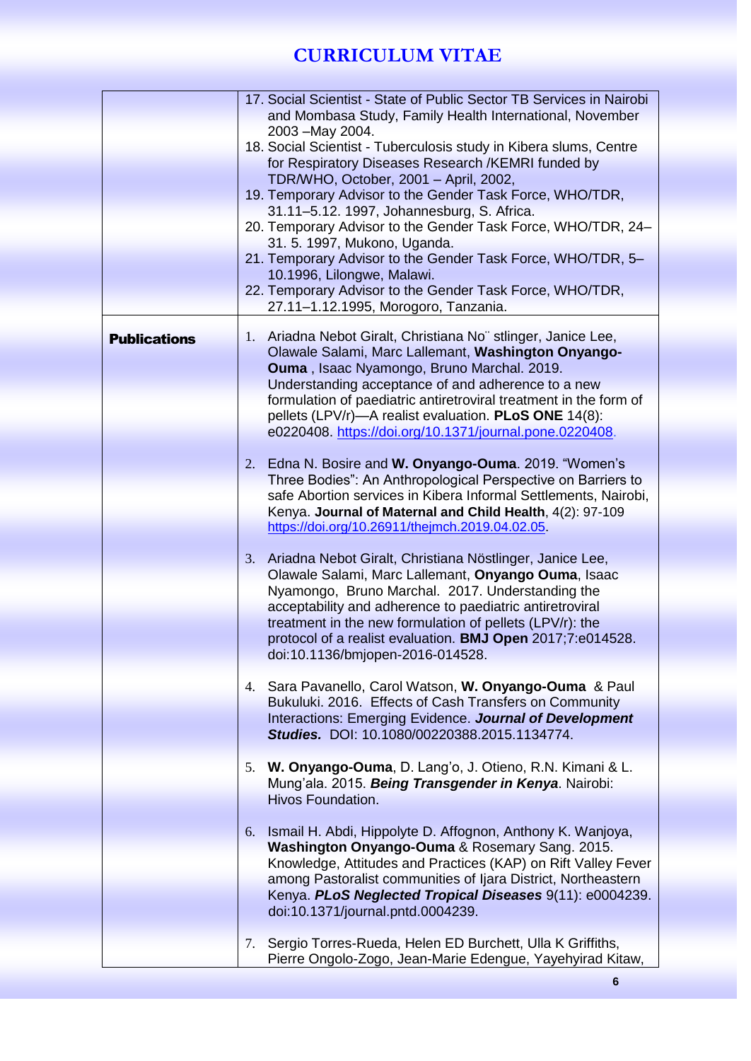# CURRICULUM VITAE

| | |
|---|---|
| | 17. Social Scientist - State of Public Sector TB Services in Nairobi and Mombasa Study, Family Health International, November 2003 –May 2004.<br>18. Social Scientist - Tuberculosis study in Kibera slums, Centre for Respiratory Diseases Research /KEMRI funded by TDR/WHO, October, 2001 – April, 2002,<br>19. Temporary Advisor to the Gender Task Force, WHO/TDR, 31.11–5.12. 1997, Johannesburg, S. Africa.<br>20. Temporary Advisor to the Gender Task Force, WHO/TDR, 24–31. 5. 1997, Mukono, Uganda.<br>21. Temporary Advisor to the Gender Task Force, WHO/TDR, 5–10.1996, Lilongwe, Malawi.<br>22. Temporary Advisor to the Gender Task Force, WHO/TDR, 27.11–1.12.1995, Morogoro, Tanzania. |
| **Publications** | 1. Ariadna Nebot Giralt, Christiana No¨ stlinger, Janice Lee, Olawale Salami, Marc Lallemant, **Washington Onyango-Ouma** , Isaac Nyamongo, Bruno Marchal. 2019. Understanding acceptance of and adherence to a new formulation of paediatric antiretroviral treatment in the form of pellets (LPV/r)—A realist evaluation. **PLoS ONE** 14(8): e0220408. https://doi.org/10.1371/journal.pone.0220408.<br><br>2. Edna N. Bosire and **W. Onyango-Ouma**. 2019. "Women's Three Bodies": An Anthropological Perspective on Barriers to safe Abortion services in Kibera Informal Settlements, Nairobi, Kenya. **Journal of Maternal and Child Health**, 4(2): 97-109 https://doi.org/10.26911/thejmch.2019.04.02.05.<br><br>3. Ariadna Nebot Giralt, Christiana Nöstlinger, Janice Lee, Olawale Salami, Marc Lallemant, **Onyango Ouma**, Isaac Nyamongo, Bruno Marchal. 2017. Understanding the acceptability and adherence to paediatric antiretroviral treatment in the new formulation of pellets (LPV/r): the protocol of a realist evaluation. **BMJ Open** 2017;7:e014528. doi:10.1136/bmjopen-2016-014528.<br><br>4. Sara Pavanello, Carol Watson, **W. Onyango-Ouma** & Paul Bukuluki. 2016. Effects of Cash Transfers on Community Interactions: Emerging Evidence. ***Journal of Development Studies.*** DOI: 10.1080/00220388.2015.1134774.<br><br>5. **W. Onyango-Ouma**, D. Lang'o, J. Otieno, R.N. Kimani & L. Mung'ala. 2015. ***Being Transgender in Kenya***. Nairobi: Hivos Foundation.<br><br>6. Ismail H. Abdi, Hippolyte D. Affognon, Anthony K. Wanjoya, **Washington Onyango-Ouma** & Rosemary Sang. 2015. Knowledge, Attitudes and Practices (KAP) on Rift Valley Fever among Pastoralist communities of Ijara District, Northeastern Kenya. ***PLoS Neglected Tropical Diseases*** 9(11): e0004239. doi:10.1371/journal.pntd.0004239.<br><br>7. Sergio Torres-Rueda, Helen ED Burchett, Ulla K Griffiths, Pierre Ongolo-Zogo, Jean-Marie Edengue, Yayehyirad Kitaw, |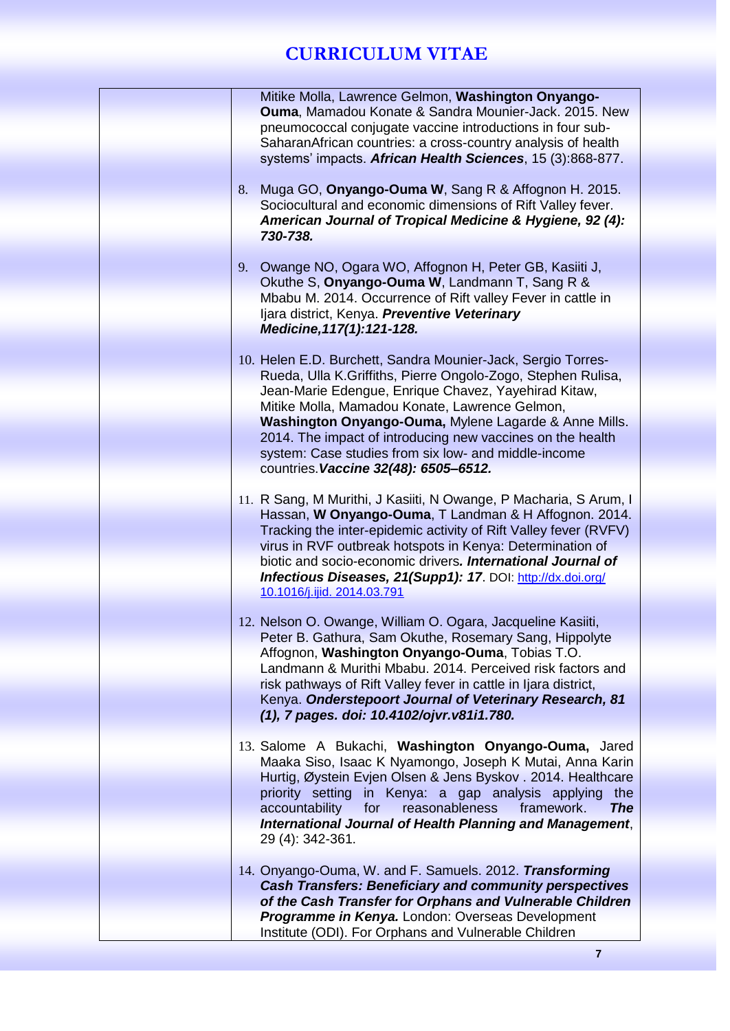Mitike Molla, Lawrence Gelmon, **Washington Onyango-Ouma**, Mamadou Konate & Sandra Mounier-Jack. 2015. New pneumococcal conjugate vaccine introductions in four sub-SaharanAfrican countries: a cross-country analysis of health systems' impacts. ***African Health Sciences***, 15 (3):868-877.

8. Muga GO, **Onyango-Ouma W**, Sang R & Affognon H. 2015. Sociocultural and economic dimensions of Rift Valley fever. ***American Journal of Tropical Medicine & Hygiene, 92 (4): 730-738.***

9. Owange NO, Ogara WO, Affognon H, Peter GB, Kasiiti J, Okuthe S, **Onyango-Ouma W**, Landmann T, Sang R & Mbabu M. 2014. Occurrence of Rift valley Fever in cattle in Ijara district, Kenya. ***Preventive Veterinary Medicine,117(1):121-128.***

10. Helen E.D. Burchett, Sandra Mounier-Jack, Sergio Torres-Rueda, Ulla K.Griffiths, Pierre Ongolo-Zogo, Stephen Rulisa, Jean-Marie Edengue, Enrique Chavez, Yayehirad Kitaw, Mitike Molla, Mamadou Konate, Lawrence Gelmon, **Washington Onyango-Ouma,** Mylene Lagarde & Anne Mills. 2014. The impact of introducing new vaccines on the health system: Case studies from six low- and middle-income countries.***Vaccine 32(48): 6505–6512.***

11. R Sang, M Murithi, J Kasiiti, N Owange, P Macharia, S Arum, I Hassan, **W Onyango-Ouma**, T Landman & H Affognon. 2014. Tracking the inter-epidemic activity of Rift Valley fever (RVFV) virus in RVF outbreak hotspots in Kenya: Determination of biotic and socio-economic drivers***. International Journal of Infectious Diseases, 21(Supp1): 17***. DOI: http://dx.doi.org/10.1016/j.ijid.2014.03.791

12. Nelson O. Owange, William O. Ogara, Jacqueline Kasiiti, Peter B. Gathura, Sam Okuthe, Rosemary Sang, Hippolyte Affognon, **Washington Onyango-Ouma**, Tobias T.O. Landmann & Murithi Mbabu. 2014. Perceived risk factors and risk pathways of Rift Valley fever in cattle in Ijara district, Kenya. ***Onderstepoort Journal of Veterinary Research, 81 (1), 7 pages. doi: 10.4102/ojvr.v81i1.780.***

13. Salome A Bukachi, **Washington Onyango-Ouma,** Jared Maaka Siso, Isaac K Nyamongo, Joseph K Mutai, Anna Karin Hurtig, Øystein Evjen Olsen & Jens Byskov . 2014. Healthcare priority setting in Kenya: a gap analysis applying the accountability for reasonableness framework. ***The International Journal of Health Planning and Management***, 29 (4): 342-361.

14. Onyango-Ouma, W. and F. Samuels. 2012. ***Transforming Cash Transfers: Beneficiary and community perspectives of the Cash Transfer for Orphans and Vulnerable Children Programme in Kenya.*** London: Overseas Development Institute (ODI). For Orphans and Vulnerable Children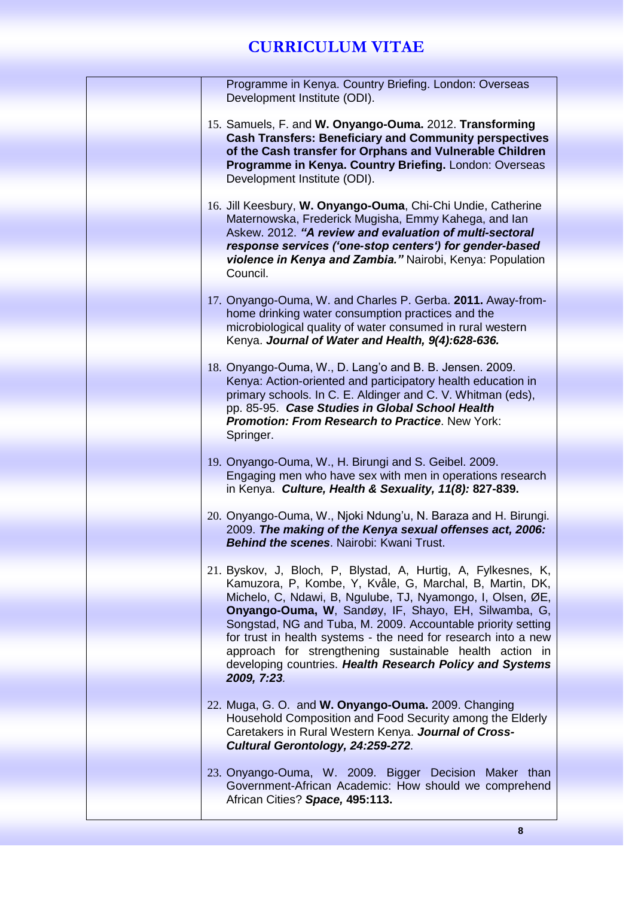Programme in Kenya. Country Briefing. London: Overseas Development Institute (ODI).

15. Samuels, F. and **W. Onyango-Ouma.** 2012. **Transforming Cash Transfers: Beneficiary and Community perspectives of the Cash transfer for Orphans and Vulnerable Children Programme in Kenya. Country Briefing.** London: Overseas Development Institute (ODI).

16. Jill Keesbury, **W. Onyango-Ouma**, Chi-Chi Undie, Catherine Maternowska, Frederick Mugisha, Emmy Kahega, and Ian Askew. 2012. ***"A review and evaluation of multi-sectoral response services ('one-stop centers') for gender-based violence in Kenya and Zambia."*** Nairobi, Kenya: Population Council.

17. Onyango-Ouma, W. and Charles P. Gerba. **2011.** Away-from-home drinking water consumption practices and the microbiological quality of water consumed in rural western Kenya. ***Journal of Water and Health, 9(4):628-636.***

18. Onyango-Ouma, W., D. Lang'o and B. B. Jensen. 2009. Kenya: Action-oriented and participatory health education in primary schools. In C. E. Aldinger and C. V. Whitman (eds), pp. 85-95. ***Case Studies in Global School Health Promotion: From Research to Practice***. New York: Springer.

19. Onyango-Ouma, W., H. Birungi and S. Geibel. 2009. Engaging men who have sex with men in operations research in Kenya. ***Culture, Health & Sexuality, 11(8):*** **827-839.**

20. Onyango-Ouma, W., Njoki Ndung'u, N. Baraza and H. Birungi. 2009. ***The making of the Kenya sexual offenses act, 2006: Behind the scenes***. Nairobi: Kwani Trust.

21. Byskov, J, Bloch, P, Blystad, A, Hurtig, A, Fylkesnes, K, Kamuzora, P, Kombe, Y, Kvåle, G, Marchal, B, Martin, DK, Michelo, C, Ndawi, B, Ngulube, TJ, Nyamongo, I, Olsen, ØE, **Onyango-Ouma, W**, Sandøy, IF, Shayo, EH, Silwamba, G, Songstad, NG and Tuba, M. 2009. Accountable priority setting for trust in health systems - the need for research into a new approach for strengthening sustainable health action in developing countries. ***Health Research Policy and Systems 2009, 7:23***.

22. Muga, G. O. and **W. Onyango-Ouma.** 2009. Changing Household Composition and Food Security among the Elderly Caretakers in Rural Western Kenya. ***Journal of Cross-Cultural Gerontology, 24:259-272***.

23. Onyango-Ouma, W. 2009. Bigger Decision Maker than Government-African Academic: How should we comprehend African Cities? ***Space,*** **495:113.**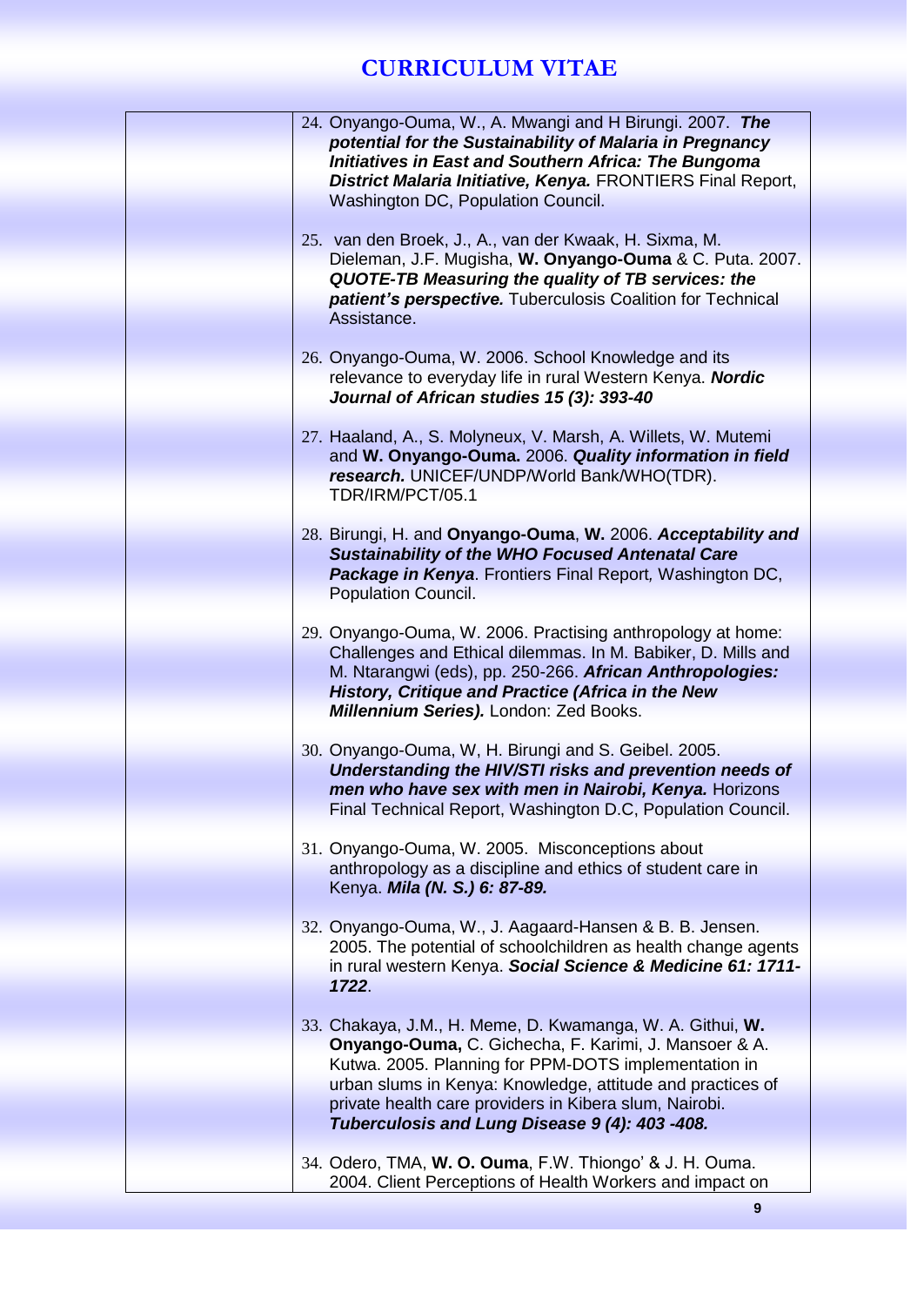24. Onyango-Ouma, W., A. Mwangi and H Birungi. 2007. ***The potential for the Sustainability of Malaria in Pregnancy Initiatives in East and Southern Africa: The Bungoma District Malaria Initiative, Kenya.*** FRONTIERS Final Report, Washington DC, Population Council.

25. van den Broek, J., A., van der Kwaak, H. Sixma, M. Dieleman, J.F. Mugisha, **W. Onyango-Ouma** & C. Puta. 2007. ***QUOTE-TB Measuring the quality of TB services: the patient's perspective.*** Tuberculosis Coalition for Technical Assistance.

26. Onyango-Ouma, W. 2006. School Knowledge and its relevance to everyday life in rural Western Kenya. ***Nordic Journal of African studies 15 (3): 393-40***

27. Haaland, A., S. Molyneux, V. Marsh, A. Willets, W. Mutemi and **W. Onyango-Ouma.** 2006. ***Quality information in field research.*** UNICEF/UNDP/World Bank/WHO(TDR). TDR/IRM/PCT/05.1

28. Birungi, H. and **Onyango-Ouma**, **W.** 2006. ***Acceptability and Sustainability of the WHO Focused Antenatal Care Package in Kenya***. Frontiers Final Report, Washington DC, Population Council.

29. Onyango-Ouma, W. 2006. Practising anthropology at home: Challenges and Ethical dilemmas. In M. Babiker, D. Mills and M. Ntarangwi (eds), pp. 250-266. ***African Anthropologies: History, Critique and Practice (Africa in the New Millennium Series).*** London: Zed Books.

30. Onyango-Ouma, W, H. Birungi and S. Geibel. 2005. ***Understanding the HIV/STI risks and prevention needs of men who have sex with men in Nairobi, Kenya.*** Horizons Final Technical Report, Washington D.C, Population Council.

31. Onyango-Ouma, W. 2005. Misconceptions about anthropology as a discipline and ethics of student care in Kenya. ***Mila (N. S.) 6: 87-89.***

32. Onyango-Ouma, W., J. Aagaard-Hansen & B. B. Jensen. 2005. The potential of schoolchildren as health change agents in rural western Kenya. ***Social Science & Medicine 61: 1711-1722***.

33. Chakaya, J.M., H. Meme, D. Kwamanga, W. A. Githui, **W. Onyango-Ouma,** C. Gichecha, F. Karimi, J. Mansoer & A. Kutwa. 2005. Planning for PPM-DOTS implementation in urban slums in Kenya: Knowledge, attitude and practices of private health care providers in Kibera slum, Nairobi. ***Tuberculosis and Lung Disease 9 (4): 403 -408.***

34. Odero, TMA, **W. O. Ouma**, F.W. Thiongo' & J. H. Ouma. 2004. Client Perceptions of Health Workers and impact on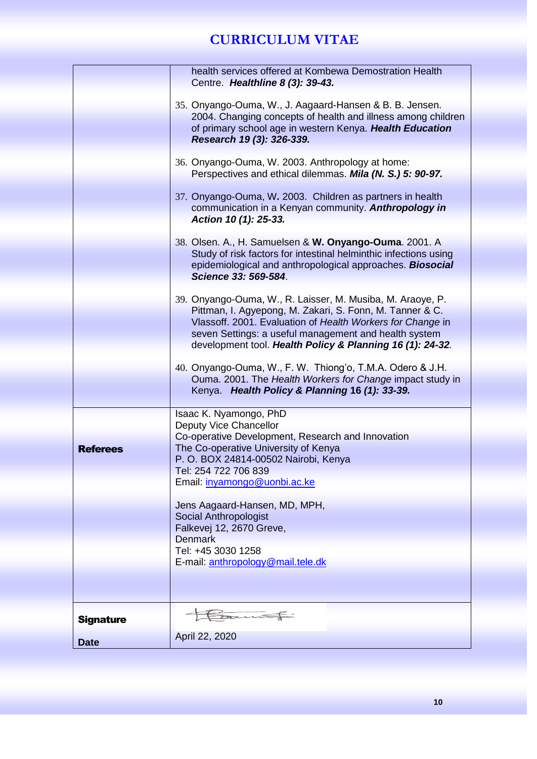| | |
|---|---|
| | health services offered at Kombewa Demostration Health Centre. ***Healthline 8 (3): 39-43.***<br><br>35. Onyango-Ouma, W., J. Aagaard-Hansen & B. B. Jensen. 2004. Changing concepts of health and illness among children of primary school age in western Kenya. ***Health Education Research 19 (3): 326-339.***<br><br>36. Onyango-Ouma, W. 2003. Anthropology at home: Perspectives and ethical dilemmas. ***Mila (N. S.) 5: 90-97.***<br><br>37. Onyango-Ouma, W. 2003. Children as partners in health communication in a Kenyan community. ***Anthropology in Action 10 (1): 25-33.***<br><br>38. Olsen. A., H. Samuelsen & **W. Onyango-Ouma**. 2001. A Study of risk factors for intestinal helminthic infections using epidemiological and anthropological approaches. ***Biosocial Science 33: 569-584***.<br><br>39. Onyango-Ouma, W., R. Laisser, M. Musiba, M. Araoye, P. Pittman, I. Agyepong, M. Zakari, S. Fonn, M. Tanner & C. Vlassoff. 2001. Evaluation of *Health Workers for Change* in seven Settings: a useful management and health system development tool. ***Health Policy & Planning 16 (1): 24-32***.<br><br>40. Onyango-Ouma, W., F. W. Thiong'o, T.M.A. Odero & J.H. Ouma. 2001. The *Health Workers for Change* impact study in Kenya. ***Health Policy & Planning* 16 *(1): 33-39.*** |
| **Referees** | Isaac K. Nyamongo, PhD<br>Deputy Vice Chancellor<br>Co-operative Development, Research and Innovation<br>The Co-operative University of Kenya<br>P. O. BOX 24814-00502 Nairobi, Kenya<br>Tel: 254 722 706 839<br>Email: inyamongo@uonbi.ac.ke<br><br>Jens Aagaard-Hansen, MD, MPH,<br>Social Anthropologist<br>Falkevej 12, 2670 Greve,<br>Denmark<br>Tel: +45 3030 1258<br>E-mail: anthropology@mail.tele.dk |
| **Signature**<br><br>**Date** | April 22, 2020 |